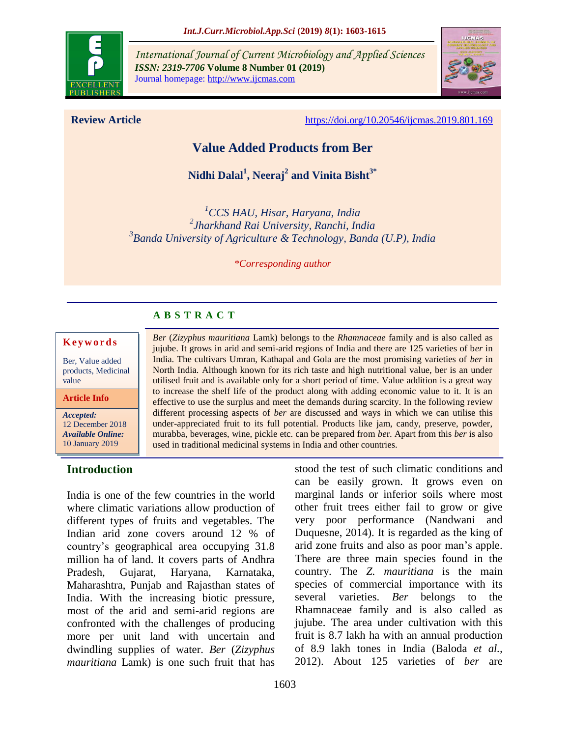**Review Article**

https://doi.org/10.20546/ijcmas.2019.801.169

# Value Added Products from Ber

**Nidhi Dalal[1], Neeraj[2] and Vinita Bisht[3*]**

[1]*CCS HAU, Hisar, Haryana, India*
[2]*Jharkhand Rai University, Ranchi, India*
[3]*Banda University of Agriculture & Technology, Banda (U.P), India*

*\*Corresponding author*

**Keywords**

Ber, Value added products, Medicinal value

**Article Info**

*Accepted:* 12 December 2018
*Available Online:* 10 January 2019

## ABSTRACT

*Ber* (*Zizyphus mauritiana* Lamk) belongs to the *Rhamnaceae* family and is also called as jujube. It grows in arid and semi-arid regions of India and there are 125 varieties of b*er* in India. The cultivars Umran, Kathapal and Gola are the most promising varieties of *ber* in North India. Although known for its rich taste and high nutritional value, ber is an under utilised fruit and is available only for a short period of time. Value addition is a great way to increase the shelf life of the product along with adding economic value to it. It is an effective to use the surplus and meet the demands during scarcity. In the following review different processing aspects of *ber* are discussed and ways in which we can utilise this under-appreciated fruit to its full potential. Products like jam, candy, preserve, powder, murabba, beverages, wine, pickle etc. can be prepared from *be*r. Apart from this *ber* is also used in traditional medicinal systems in India and other countries.

## Introduction

India is one of the few countries in the world where climatic variations allow production of different types of fruits and vegetables. The Indian arid zone covers around 12 % of country's geographical area occupying 31.8 million ha of land. It covers parts of Andhra Pradesh, Gujarat, Haryana, Karnataka, Maharashtra, Punjab and Rajasthan states of India. With the increasing biotic pressure, most of the arid and semi-arid regions are confronted with the challenges of producing more per unit land with uncertain and dwindling supplies of water. *Ber* (*Zizyphus mauritiana* Lamk) is one such fruit that has stood the test of such climatic conditions and can be easily grown. It grows even on marginal lands or inferior soils where most other fruit trees either fail to grow or give very poor performance (Nandwani and Duquesne, 2014). It is regarded as the king of arid zone fruits and also as poor man's apple. There are three main species found in the country. The *Z. mauritiana* is the main species of commercial importance with its several varieties. *Ber* belongs to the Rhamnaceae family and is also called as jujube. The area under cultivation with this fruit is 8.7 lakh ha with an annual production of 8.9 lakh tones in India (Baloda *et al.,* 2012). About 125 varieties of *ber* are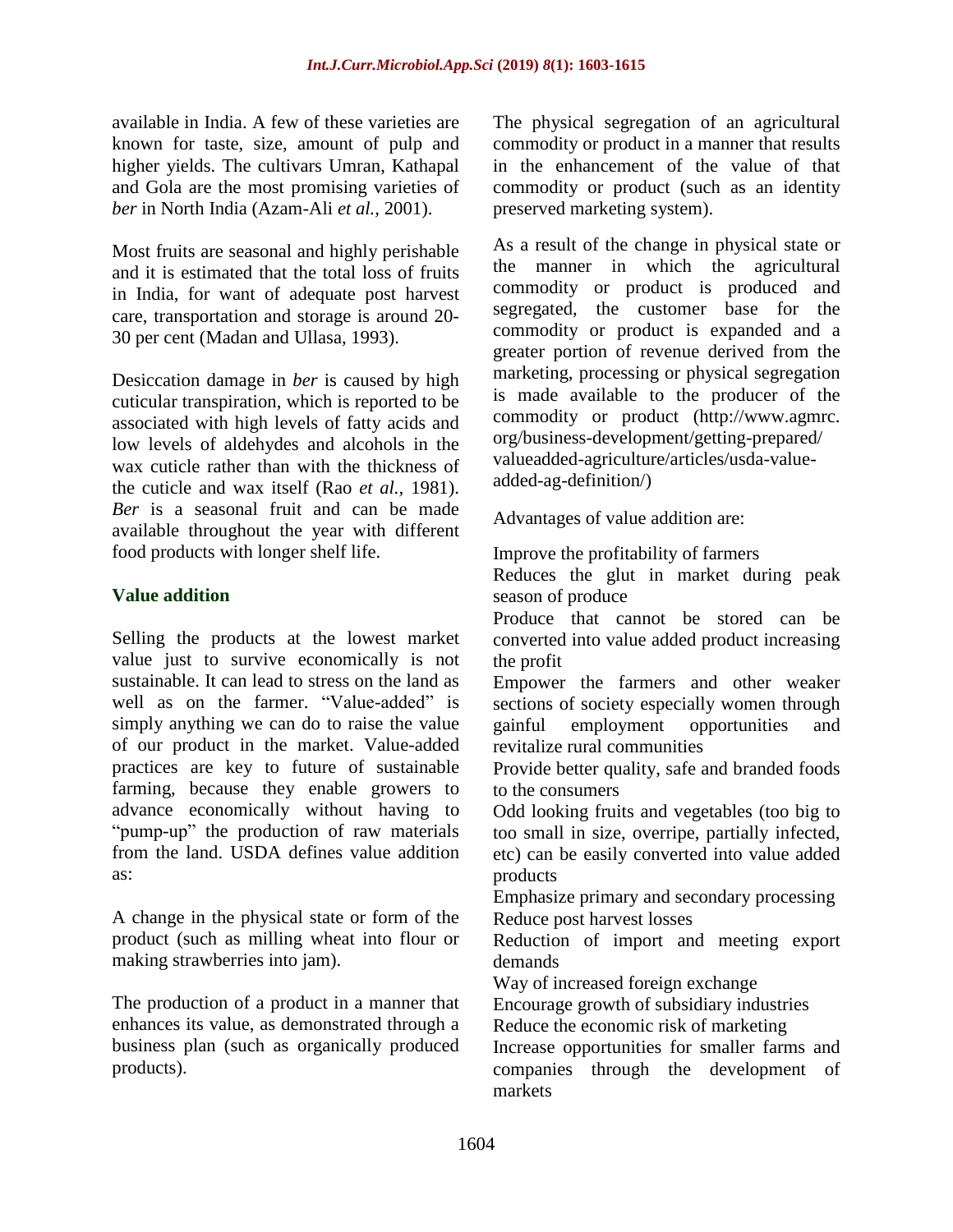available in India. A few of these varieties are known for taste, size, amount of pulp and higher yields. The cultivars Umran, Kathapal and Gola are the most promising varieties of *ber* in North India (Azam-Ali *et al.,* 2001).

Most fruits are seasonal and highly perishable and it is estimated that the total loss of fruits in India, for want of adequate post harvest care, transportation and storage is around 20-30 per cent (Madan and Ullasa, 1993).

Desiccation damage in *ber* is caused by high cuticular transpiration, which is reported to be associated with high levels of fatty acids and low levels of aldehydes and alcohols in the wax cuticle rather than with the thickness of the cuticle and wax itself (Rao *et al.,* 1981). *Ber* is a seasonal fruit and can be made available throughout the year with different food products with longer shelf life.

## Value addition

Selling the products at the lowest market value just to survive economically is not sustainable. It can lead to stress on the land as well as on the farmer. "Value-added" is simply anything we can do to raise the value of our product in the market. Value-added practices are key to future of sustainable farming, because they enable growers to advance economically without having to "pump-up" the production of raw materials from the land. USDA defines value addition as:

A change in the physical state or form of the product (such as milling wheat into flour or making strawberries into jam).

The production of a product in a manner that enhances its value, as demonstrated through a business plan (such as organically produced products).

The physical segregation of an agricultural commodity or product in a manner that results in the enhancement of the value of that commodity or product (such as an identity preserved marketing system).

As a result of the change in physical state or the manner in which the agricultural commodity or product is produced and segregated, the customer base for the commodity or product is expanded and a greater portion of revenue derived from the marketing, processing or physical segregation is made available to the producer of the commodity or product (http://www.agmrc.org/business-development/getting-prepared/valueadded-agriculture/articles/usda-value-added-ag-definition/)

Advantages of value addition are:

- Improve the profitability of farmers
- Reduces the glut in market during peak season of produce
- Produce that cannot be stored can be converted into value added product increasing the profit
- Empower the farmers and other weaker sections of society especially women through gainful employment opportunities and revitalize rural communities
- Provide better quality, safe and branded foods to the consumers
- Odd looking fruits and vegetables (too big to too small in size, overripe, partially infected, etc) can be easily converted into value added products
- Emphasize primary and secondary processing
- Reduce post harvest losses
- Reduction of import and meeting export demands
- Way of increased foreign exchange
- Encourage growth of subsidiary industries
- Reduce the economic risk of marketing
- Increase opportunities for smaller farms and companies through the development of markets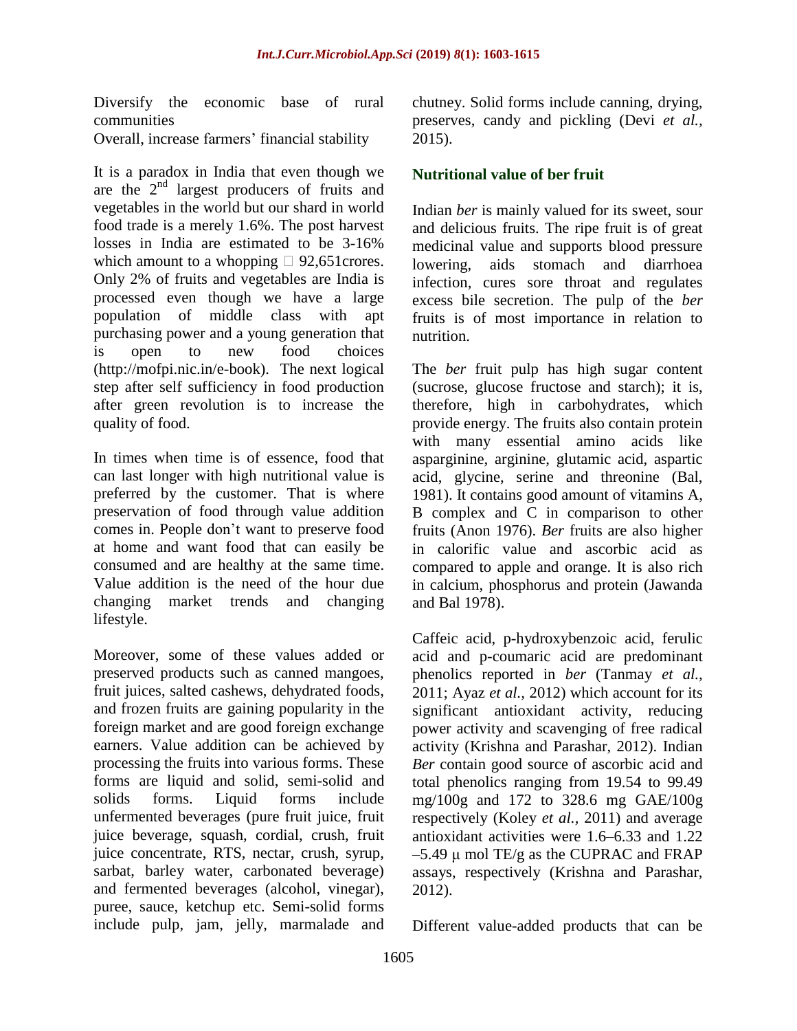Diversify the economic base of rural communities

Overall, increase farmers' financial stability

It is a paradox in India that even though we are the 2nd largest producers of fruits and vegetables in the world but our shard in world food trade is a merely 1.6%. The post harvest losses in India are estimated to be 3-16% which amount to a whopping  92,651crores. Only 2% of fruits and vegetables are India is processed even though we have a large population of middle class with apt purchasing power and a young generation that is open to new food choices (http://mofpi.nic.in/e-book). The next logical step after self sufficiency in food production after green revolution is to increase the quality of food.

In times when time is of essence, food that can last longer with high nutritional value is preferred by the customer. That is where preservation of food through value addition comes in. People don't want to preserve food at home and want food that can easily be consumed and are healthy at the same time. Value addition is the need of the hour due changing market trends and changing lifestyle.

Moreover, some of these values added or preserved products such as canned mangoes, fruit juices, salted cashews, dehydrated foods, and frozen fruits are gaining popularity in the foreign market and are good foreign exchange earners. Value addition can be achieved by processing the fruits into various forms. These forms are liquid and solid, semi-solid and solids forms. Liquid forms include unfermented beverages (pure fruit juice, fruit juice beverage, squash, cordial, crush, fruit juice concentrate, RTS, nectar, crush, syrup, sarbat, barley water, carbonated beverage) and fermented beverages (alcohol, vinegar), puree, sauce, ketchup etc. Semi-solid forms include pulp, jam, jelly, marmalade and chutney. Solid forms include canning, drying, preserves, candy and pickling (Devi *et al.,* 2015).

## Nutritional value of ber fruit

Indian *ber* is mainly valued for its sweet, sour and delicious fruits. The ripe fruit is of great medicinal value and supports blood pressure lowering, aids stomach and diarrhoea infection, cures sore throat and regulates excess bile secretion. The pulp of the *ber* fruits is of most importance in relation to nutrition.

The *ber* fruit pulp has high sugar content (sucrose, glucose fructose and starch); it is, therefore, high in carbohydrates, which provide energy. The fruits also contain protein with many essential amino acids like asparginine, arginine, glutamic acid, aspartic acid, glycine, serine and threonine (Bal, 1981). It contains good amount of vitamins A, B complex and C in comparison to other fruits (Anon 1976). *Ber* fruits are also higher in calorific value and ascorbic acid as compared to apple and orange. It is also rich in calcium, phosphorus and protein (Jawanda and Bal 1978).

Caffeic acid, p-hydroxybenzoic acid, ferulic acid and p-coumaric acid are predominant phenolics reported in *ber* (Tanmay *et al.,* 2011; Ayaz *et al.,* 2012) which account for its significant antioxidant activity, reducing power activity and scavenging of free radical activity (Krishna and Parashar, 2012). Indian *Ber* contain good source of ascorbic acid and total phenolics ranging from 19.54 to 99.49 mg/100g and 172 to 328.6 mg GAE/100g respectively (Koley *et al.,* 2011) and average antioxidant activities were 1.6–6.33 and 1.22 –5.49 μ mol TE/g as the CUPRAC and FRAP assays, respectively (Krishna and Parashar, 2012).

Different value-added products that can be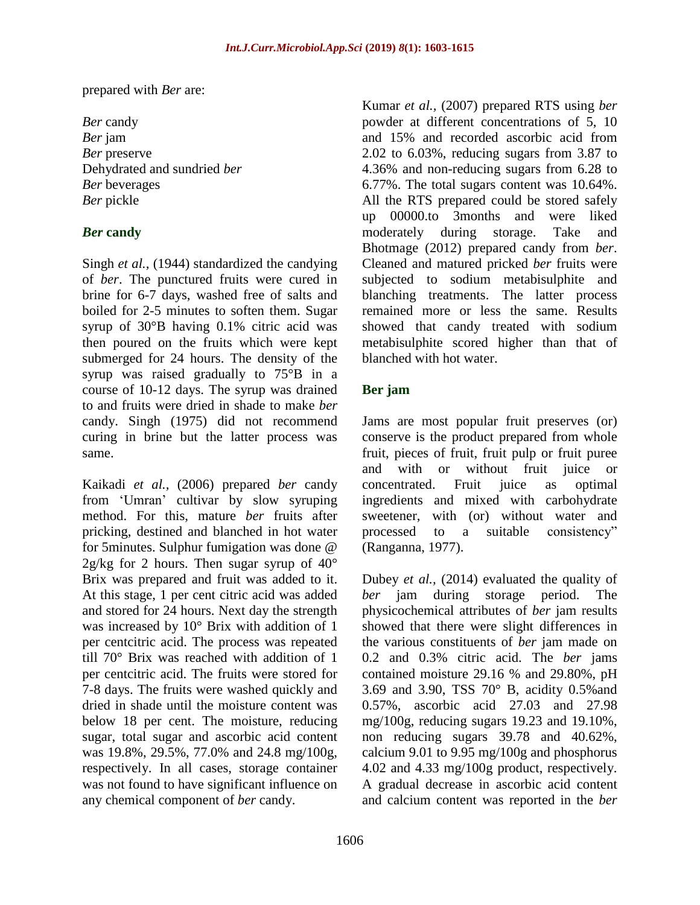prepared with *Ber* are:

*Ber* candy
*Ber* jam
*Ber* preserve
Dehydrated and sundried *ber*
*Ber* beverages
*Ber* pickle

### *Ber* candy

Singh *et al.,* (1944) standardized the candying of *ber*. The punctured fruits were cured in brine for 6-7 days, washed free of salts and boiled for 2-5 minutes to soften them. Sugar syrup of 30°B having 0.1% citric acid was then poured on the fruits which were kept submerged for 24 hours. The density of the syrup was raised gradually to 75°B in a course of 10-12 days. The syrup was drained to and fruits were dried in shade to make *ber* candy. Singh (1975) did not recommend curing in brine but the latter process was same.

Kaikadi *et al.,* (2006) prepared *ber* candy from 'Umran' cultivar by slow syruping method. For this, mature *ber* fruits after pricking, destined and blanched in hot water for 5minutes. Sulphur fumigation was done @ 2g/kg for 2 hours. Then sugar syrup of 40° Brix was prepared and fruit was added to it. At this stage, 1 per cent citric acid was added and stored for 24 hours. Next day the strength was increased by 10° Brix with addition of 1 per centcitric acid. The process was repeated till 70° Brix was reached with addition of 1 per centcitric acid. The fruits were stored for 7-8 days. The fruits were washed quickly and dried in shade until the moisture content was below 18 per cent. The moisture, reducing sugar, total sugar and ascorbic acid content was 19.8%, 29.5%, 77.0% and 24.8 mg/100g, respectively. In all cases, storage container was not found to have significant influence on any chemical component of *ber* candy.

Kumar *et al.,* (2007) prepared RTS using *ber* powder at different concentrations of 5, 10 and 15% and recorded ascorbic acid from 2.02 to 6.03%, reducing sugars from 3.87 to 4.36% and non-reducing sugars from 6.28 to 6.77%. The total sugars content was 10.64%. All the RTS prepared could be stored safely up 00000.to 3months and were liked moderately during storage. Take and Bhotmage (2012) prepared candy from *ber*. Cleaned and matured pricked *ber* fruits were subjected to sodium metabisulphite and blanching treatments. The latter process remained more or less the same. Results showed that candy treated with sodium metabisulphite scored higher than that of blanched with hot water.

### Ber jam

Jams are most popular fruit preserves (or) conserve is the product prepared from whole fruit, pieces of fruit, fruit pulp or fruit puree and with or without fruit juice or concentrated. Fruit juice as optimal ingredients and mixed with carbohydrate sweetener, with (or) without water and processed to a suitable consistency" (Ranganna, 1977).

Dubey *et al.,* (2014) evaluated the quality of *ber* jam during storage period. The physicochemical attributes of *ber* jam results showed that there were slight differences in the various constituents of *ber* jam made on 0.2 and 0.3% citric acid. The *ber* jams contained moisture 29.16 % and 29.80%, pH 3.69 and 3.90, TSS 70° B, acidity 0.5%and 0.57%, ascorbic acid 27.03 and 27.98 mg/100g, reducing sugars 19.23 and 19.10%, non reducing sugars 39.78 and 40.62%, calcium 9.01 to 9.95 mg/100g and phosphorus 4.02 and 4.33 mg/100g product, respectively. A gradual decrease in ascorbic acid content and calcium content was reported in the *ber*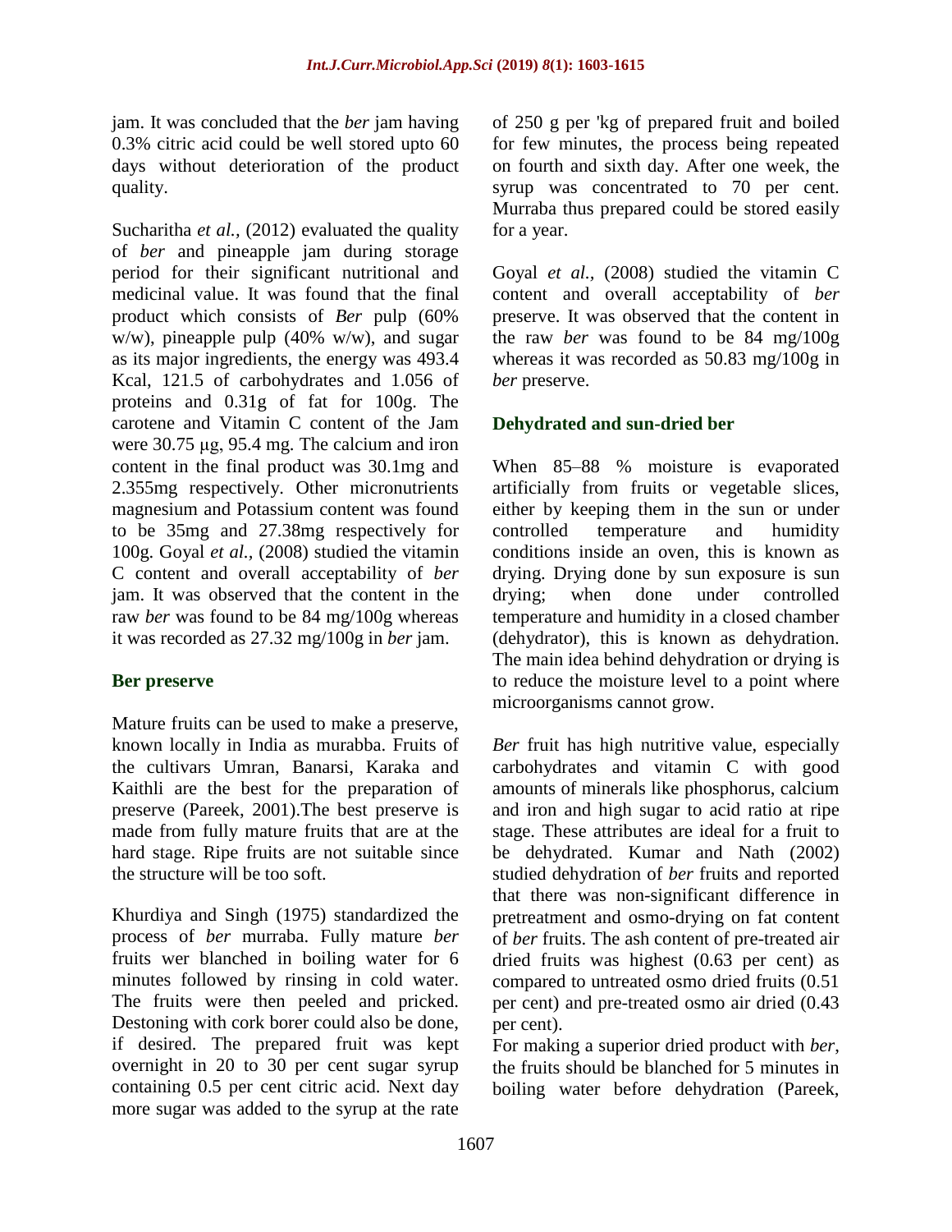jam. It was concluded that the *ber* jam having 0.3% citric acid could be well stored upto 60 days without deterioration of the product quality.

Sucharitha *et al.,* (2012) evaluated the quality of *ber* and pineapple jam during storage period for their significant nutritional and medicinal value. It was found that the final product which consists of *Ber* pulp (60% w/w), pineapple pulp (40% w/w), and sugar as its major ingredients, the energy was 493.4 Kcal, 121.5 of carbohydrates and 1.056 of proteins and 0.31g of fat for 100g. The carotene and Vitamin C content of the Jam were 30.75 μg, 95.4 mg. The calcium and iron content in the final product was 30.1mg and 2.355mg respectively. Other micronutrients magnesium and Potassium content was found to be 35mg and 27.38mg respectively for 100g. Goyal *et al.,* (2008) studied the vitamin C content and overall acceptability of *ber* jam. It was observed that the content in the raw *ber* was found to be 84 mg/100g whereas it was recorded as 27.32 mg/100g in *ber* jam.

## Ber preserve

Mature fruits can be used to make a preserve, known locally in India as murabba. Fruits of the cultivars Umran, Banarsi, Karaka and Kaithli are the best for the preparation of preserve (Pareek, 2001).The best preserve is made from fully mature fruits that are at the hard stage. Ripe fruits are not suitable since the structure will be too soft.

Khurdiya and Singh (1975) standardized the process of *ber* murraba. Fully mature *ber* fruits wer blanched in boiling water for 6 minutes followed by rinsing in cold water. The fruits were then peeled and pricked. Destoning with cork borer could also be done, if desired. The prepared fruit was kept overnight in 20 to 30 per cent sugar syrup containing 0.5 per cent citric acid. Next day more sugar was added to the syrup at the rate of 250 g per 'kg of prepared fruit and boiled for few minutes, the process being repeated on fourth and sixth day. After one week, the syrup was concentrated to 70 per cent. Murraba thus prepared could be stored easily for a year.

Goyal *et al.,* (2008) studied the vitamin C content and overall acceptability of *ber* preserve. It was observed that the content in the raw *ber* was found to be 84 mg/100g whereas it was recorded as 50.83 mg/100g in *ber* preserve.

## Dehydrated and sun-dried ber

When 85–88 % moisture is evaporated artificially from fruits or vegetable slices, either by keeping them in the sun or under controlled temperature and humidity conditions inside an oven, this is known as drying. Drying done by sun exposure is sun drying; when done under controlled temperature and humidity in a closed chamber (dehydrator), this is known as dehydration. The main idea behind dehydration or drying is to reduce the moisture level to a point where microorganisms cannot grow.

*Ber* fruit has high nutritive value, especially carbohydrates and vitamin C with good amounts of minerals like phosphorus, calcium and iron and high sugar to acid ratio at ripe stage. These attributes are ideal for a fruit to be dehydrated. Kumar and Nath (2002) studied dehydration of *ber* fruits and reported that there was non-significant difference in pretreatment and osmo-drying on fat content of *ber* fruits. The ash content of pre-treated air dried fruits was highest (0.63 per cent) as compared to untreated osmo dried fruits (0.51 per cent) and pre-treated osmo air dried (0.43 per cent).

For making a superior dried product with *ber*, the fruits should be blanched for 5 minutes in boiling water before dehydration (Pareek,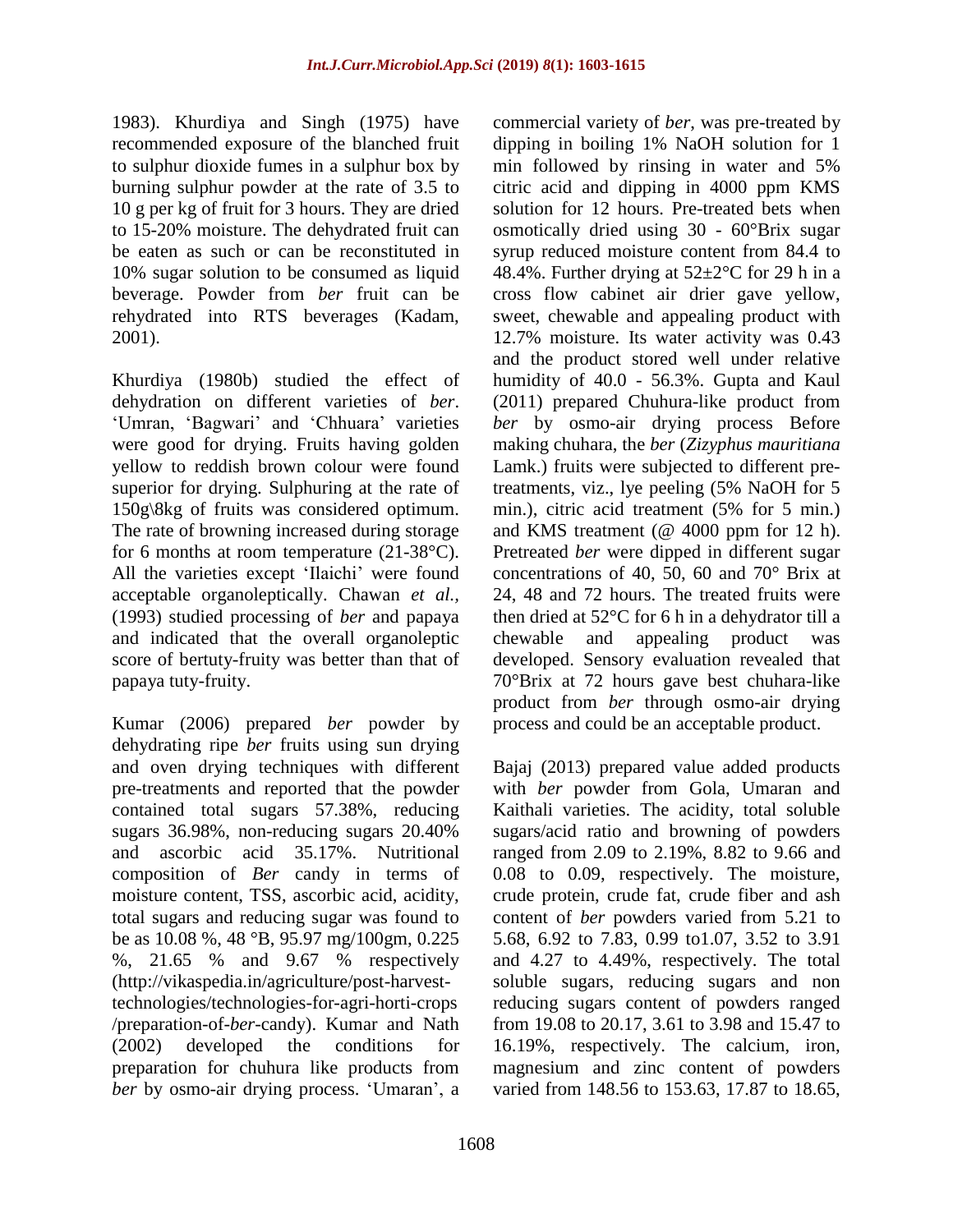1983). Khurdiya and Singh (1975) have recommended exposure of the blanched fruit to sulphur dioxide fumes in a sulphur box by burning sulphur powder at the rate of 3.5 to 10 g per kg of fruit for 3 hours. They are dried to 15-20% moisture. The dehydrated fruit can be eaten as such or can be reconstituted in 10% sugar solution to be consumed as liquid beverage. Powder from *ber* fruit can be rehydrated into RTS beverages (Kadam, 2001).

Khurdiya (1980b) studied the effect of dehydration on different varieties of *ber*. 'Umran, 'Bagwari' and 'Chhuara' varieties were good for drying. Fruits having golden yellow to reddish brown colour were found superior for drying. Sulphuring at the rate of 150g\8kg of fruits was considered optimum. The rate of browning increased during storage for 6 months at room temperature (21-38°C). All the varieties except 'Ilaichi' were found acceptable organoleptically. Chawan *et al.,* (1993) studied processing of *ber* and papaya and indicated that the overall organoleptic score of bertuty-fruity was better than that of papaya tuty-fruity.

Kumar (2006) prepared *ber* powder by dehydrating ripe *ber* fruits using sun drying and oven drying techniques with different pre-treatments and reported that the powder contained total sugars 57.38%, reducing sugars 36.98%, non-reducing sugars 20.40% and ascorbic acid 35.17%. Nutritional composition of *Ber* candy in terms of moisture content, TSS, ascorbic acid, acidity, total sugars and reducing sugar was found to be as 10.08 %, 48 °B, 95.97 mg/100gm, 0.225 %, 21.65 % and 9.67 % respectively (http://vikaspedia.in/agriculture/post-harvest-technologies/technologies-for-agri-horti-crops/preparation-of-*ber*-candy). Kumar and Nath (2002) developed the conditions for preparation for chuhura like products from *ber* by osmo-air drying process. 'Umaran', a commercial variety of *ber*, was pre-treated by dipping in boiling 1% NaOH solution for 1 min followed by rinsing in water and 5% citric acid and dipping in 4000 ppm KMS solution for 12 hours. Pre-treated bets when osmotically dried using 30 - 60°Brix sugar syrup reduced moisture content from 84.4 to 48.4%. Further drying at 52±2°C for 29 h in a cross flow cabinet air drier gave yellow, sweet, chewable and appealing product with 12.7% moisture. Its water activity was 0.43 and the product stored well under relative humidity of 40.0 - 56.3%. Gupta and Kaul (2011) prepared Chuhura-like product from *ber* by osmo-air drying process Before making chuhara, the *ber* (*Zizyphus mauritiana* Lamk.) fruits were subjected to different pre-treatments, viz., lye peeling (5% NaOH for 5 min.), citric acid treatment (5% for 5 min.) and KMS treatment (@ 4000 ppm for 12 h). Pretreated *ber* were dipped in different sugar concentrations of 40, 50, 60 and 70° Brix at 24, 48 and 72 hours. The treated fruits were then dried at 52°C for 6 h in a dehydrator till a chewable and appealing product was developed. Sensory evaluation revealed that 70°Brix at 72 hours gave best chuhara-like product from *ber* through osmo-air drying process and could be an acceptable product.

Bajaj (2013) prepared value added products with *ber* powder from Gola, Umaran and Kaithali varieties. The acidity, total soluble sugars/acid ratio and browning of powders ranged from 2.09 to 2.19%, 8.82 to 9.66 and 0.08 to 0.09, respectively. The moisture, crude protein, crude fat, crude fiber and ash content of *ber* powders varied from 5.21 to 5.68, 6.92 to 7.83, 0.99 to1.07, 3.52 to 3.91 and 4.27 to 4.49%, respectively. The total soluble sugars, reducing sugars and non reducing sugars content of powders ranged from 19.08 to 20.17, 3.61 to 3.98 and 15.47 to 16.19%, respectively. The calcium, iron, magnesium and zinc content of powders varied from 148.56 to 153.63, 17.87 to 18.65,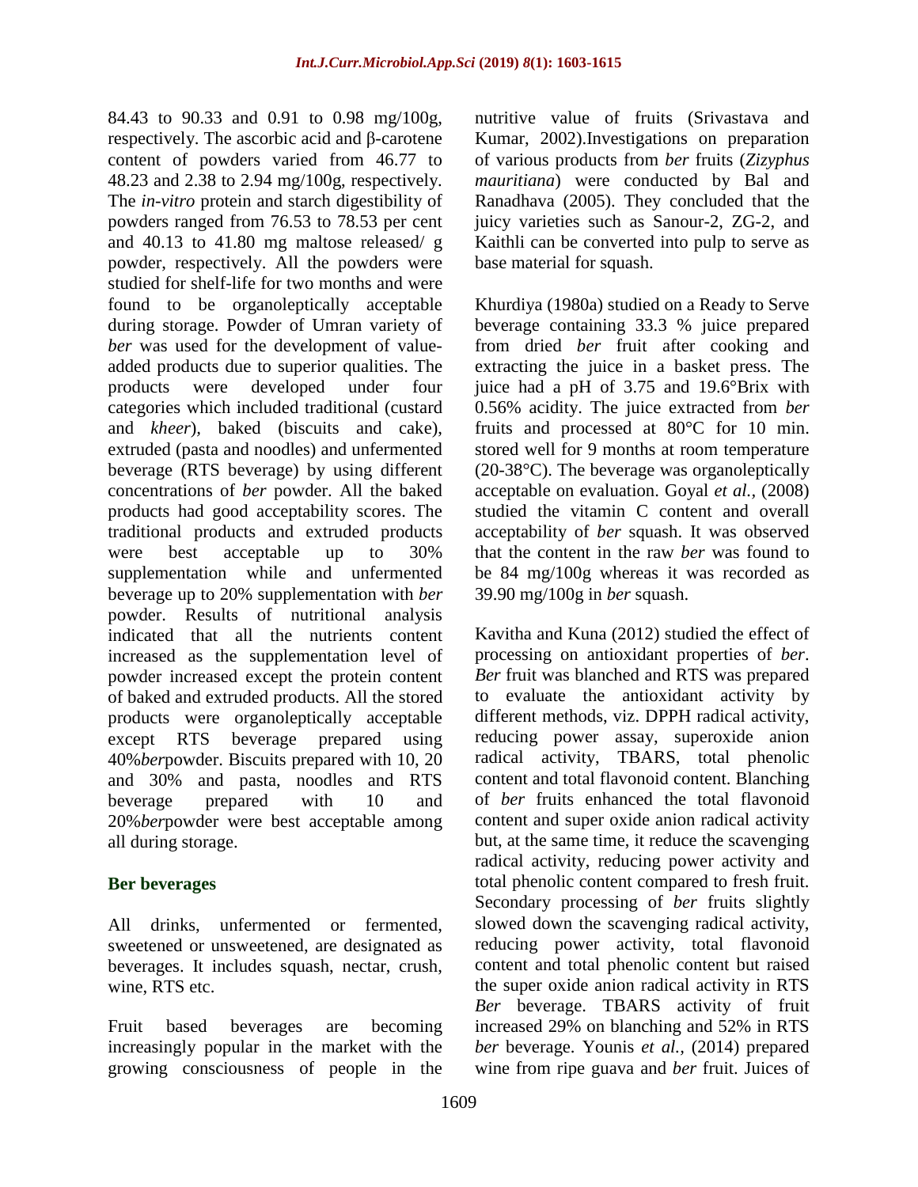84.43 to 90.33 and 0.91 to 0.98 mg/100g, respectively. The ascorbic acid and β-carotene content of powders varied from 46.77 to 48.23 and 2.38 to 2.94 mg/100g, respectively. The *in-vitro* protein and starch digestibility of powders ranged from 76.53 to 78.53 per cent and 40.13 to 41.80 mg maltose released/ g powder, respectively. All the powders were studied for shelf-life for two months and were found to be organoleptically acceptable during storage. Powder of Umran variety of *ber* was used for the development of value-added products due to superior qualities. The products were developed under four categories which included traditional (custard and *kheer*), baked (biscuits and cake), extruded (pasta and noodles) and unfermented beverage (RTS beverage) by using different concentrations of *ber* powder. All the baked products had good acceptability scores. The traditional products and extruded products were best acceptable up to 30% supplementation while and unfermented beverage up to 20% supplementation with *ber* powder. Results of nutritional analysis indicated that all the nutrients content increased as the supplementation level of powder increased except the protein content of baked and extruded products. All the stored products were organoleptically acceptable except RTS beverage prepared using 40%*ber*powder. Biscuits prepared with 10, 20 and 30% and pasta, noodles and RTS beverage prepared with 10 and 20%*ber*powder were best acceptable among all during storage.

## Ber beverages

All drinks, unfermented or fermented, sweetened or unsweetened, are designated as beverages. It includes squash, nectar, crush, wine, RTS etc.

Fruit based beverages are becoming increasingly popular in the market with the growing consciousness of people in the nutritive value of fruits (Srivastava and Kumar, 2002).Investigations on preparation of various products from *ber* fruits (*Zizyphus mauritiana*) were conducted by Bal and Ranadhava (2005). They concluded that the juicy varieties such as Sanour-2, ZG-2, and Kaithli can be converted into pulp to serve as base material for squash.

Khurdiya (1980a) studied on a Ready to Serve beverage containing 33.3 % juice prepared from dried *ber* fruit after cooking and extracting the juice in a basket press. The juice had a pH of 3.75 and 19.6°Brix with 0.56% acidity. The juice extracted from *ber* fruits and processed at 80°C for 10 min. stored well for 9 months at room temperature (20-38°C). The beverage was organoleptically acceptable on evaluation. Goyal *et al.,* (2008) studied the vitamin C content and overall acceptability of *ber* squash. It was observed that the content in the raw *ber* was found to be 84 mg/100g whereas it was recorded as 39.90 mg/100g in *ber* squash.

Kavitha and Kuna (2012) studied the effect of processing on antioxidant properties of *ber*. *Ber* fruit was blanched and RTS was prepared to evaluate the antioxidant activity by different methods, viz. DPPH radical activity, reducing power assay, superoxide anion radical activity, TBARS, total phenolic content and total flavonoid content. Blanching of *ber* fruits enhanced the total flavonoid content and super oxide anion radical activity but, at the same time, it reduce the scavenging radical activity, reducing power activity and total phenolic content compared to fresh fruit. Secondary processing of *ber* fruits slightly slowed down the scavenging radical activity, reducing power activity, total flavonoid content and total phenolic content but raised the super oxide anion radical activity in RTS *Ber* beverage. TBARS activity of fruit increased 29% on blanching and 52% in RTS *ber* beverage. Younis *et al.,* (2014) prepared wine from ripe guava and *ber* fruit. Juices of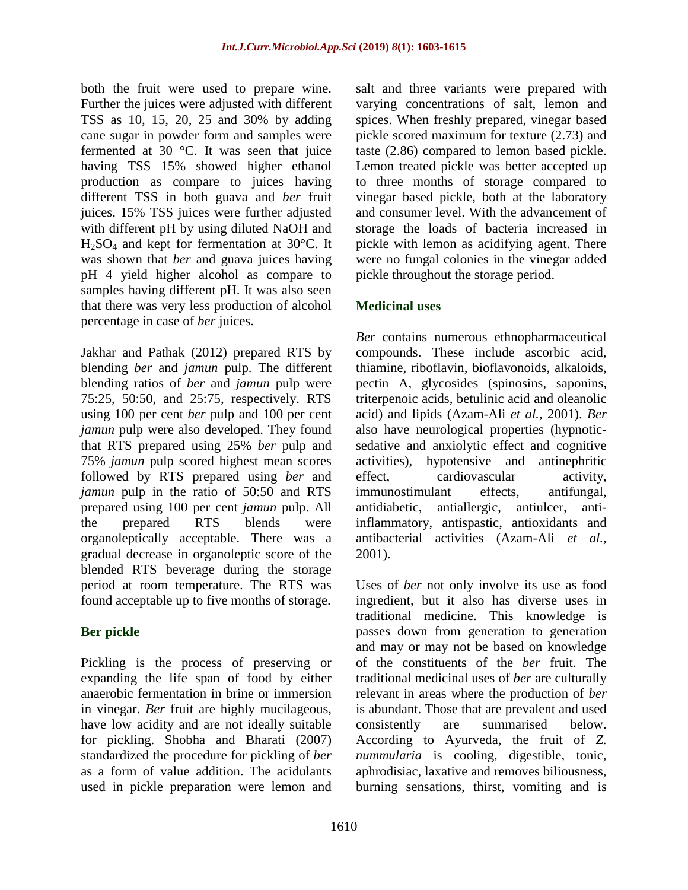both the fruit were used to prepare wine. Further the juices were adjusted with different TSS as 10, 15, 20, 25 and 30% by adding cane sugar in powder form and samples were fermented at 30 °C. It was seen that juice having TSS 15% showed higher ethanol production as compare to juices having different TSS in both guava and *ber* fruit juices. 15% TSS juices were further adjusted with different pH by using diluted NaOH and $H_2SO_4$ and kept for fermentation at 30°C. It was shown that *ber* and guava juices having pH 4 yield higher alcohol as compare to samples having different pH. It was also seen that there was very less production of alcohol percentage in case of *ber* juices.

Jakhar and Pathak (2012) prepared RTS by blending *ber* and *jamun* pulp. The different blending ratios of *ber* and *jamun* pulp were 75:25, 50:50, and 25:75, respectively. RTS using 100 per cent *ber* pulp and 100 per cent *jamun* pulp were also developed. They found that RTS prepared using 25% *ber* pulp and 75% *jamun* pulp scored highest mean scores followed by RTS prepared using *ber* and *jamun* pulp in the ratio of 50:50 and RTS prepared using 100 per cent *jamun* pulp. All the prepared RTS blends were organoleptically acceptable. There was a gradual decrease in organoleptic score of the blended RTS beverage during the storage period at room temperature. The RTS was found acceptable up to five months of storage.

## Ber pickle

Pickling is the process of preserving or expanding the life span of food by either anaerobic fermentation in brine or immersion in vinegar. *Ber* fruit are highly mucilageous, have low acidity and are not ideally suitable for pickling. Shobha and Bharati (2007) standardized the procedure for pickling of *ber* as a form of value addition. The acidulants used in pickle preparation were lemon and salt and three variants were prepared with varying concentrations of salt, lemon and spices. When freshly prepared, vinegar based pickle scored maximum for texture (2.73) and taste (2.86) compared to lemon based pickle. Lemon treated pickle was better accepted up to three months of storage compared to vinegar based pickle, both at the laboratory and consumer level. With the advancement of storage the loads of bacteria increased in pickle with lemon as acidifying agent. There were no fungal colonies in the vinegar added pickle throughout the storage period.

## Medicinal uses

*Ber* contains numerous ethnopharmaceutical compounds. These include ascorbic acid, thiamine, riboflavin, bioflavonoids, alkaloids, pectin A, glycosides (spinosins, saponins, triterpenoic acids, betulinic acid and oleanolic acid) and lipids (Azam-Ali *et al.,* 2001). *Ber* also have neurological properties (hypnotic-sedative and anxiolytic effect and cognitive activities), hypotensive and antinephritic effect, cardiovascular activity, immunostimulant effects, antifungal, antidiabetic, antiallergic, antiulcer, anti-inflammatory, antispastic, antioxidants and antibacterial activities (Azam-Ali *et al.,* 2001).

Uses of *ber* not only involve its use as food ingredient, but it also has diverse uses in traditional medicine. This knowledge is passes down from generation to generation and may or may not be based on knowledge of the constituents of the *ber* fruit. The traditional medicinal uses of *ber* are culturally relevant in areas where the production of *ber* is abundant. Those that are prevalent and used consistently are summarised below. According to Ayurveda, the fruit of *Z. nummularia* is cooling, digestible, tonic, aphrodisiac, laxative and removes biliousness, burning sensations, thirst, vomiting and is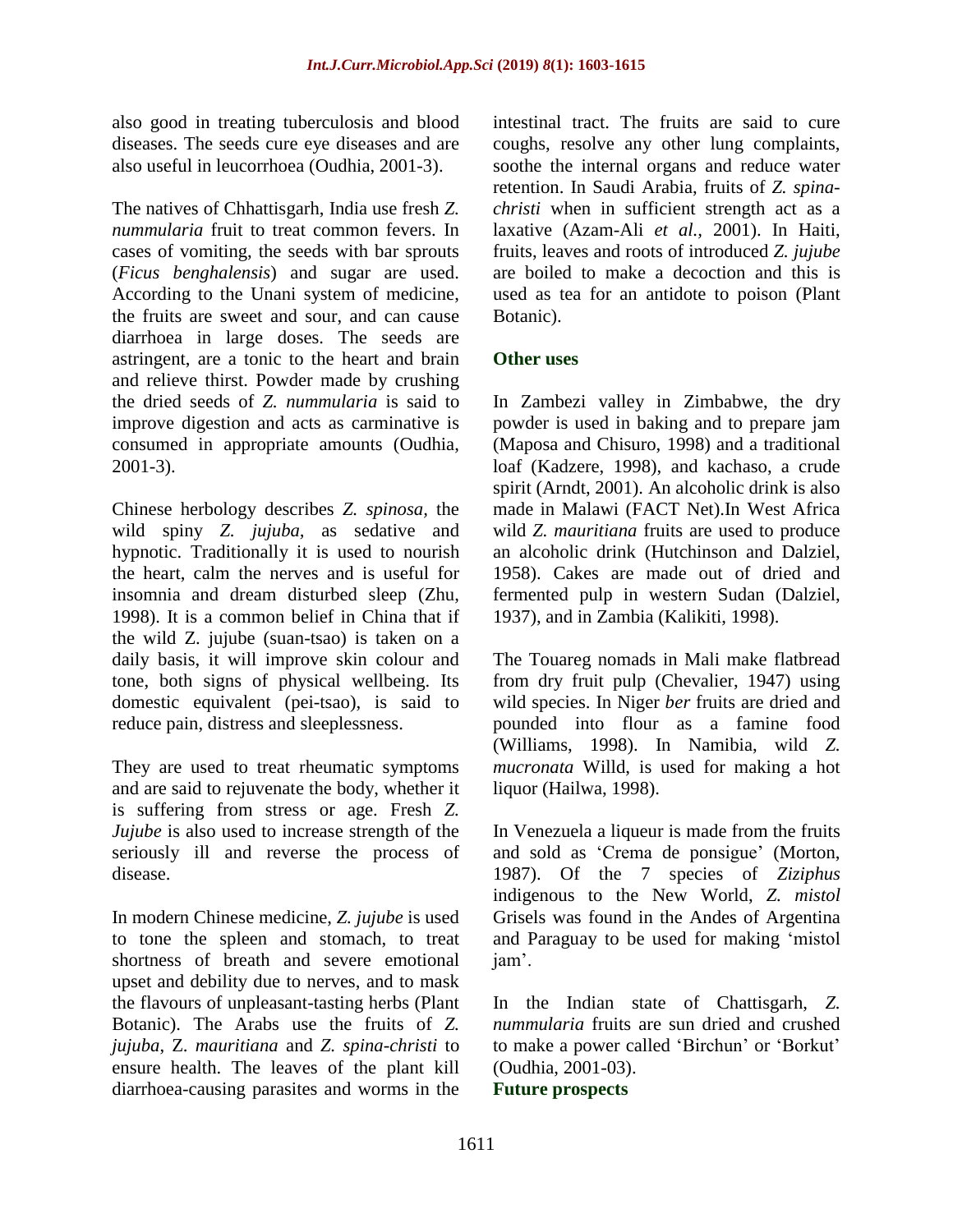also good in treating tuberculosis and blood diseases. The seeds cure eye diseases and are also useful in leucorrhoea (Oudhia, 2001-3).

The natives of Chhattisgarh, India use fresh *Z. nummularia* fruit to treat common fevers. In cases of vomiting, the seeds with bar sprouts (*Ficus benghalensis*) and sugar are used. According to the Unani system of medicine, the fruits are sweet and sour, and can cause diarrhoea in large doses. The seeds are astringent, are a tonic to the heart and brain and relieve thirst. Powder made by crushing the dried seeds of *Z. nummularia* is said to improve digestion and acts as carminative is consumed in appropriate amounts (Oudhia, 2001-3).

Chinese herbology describes *Z. spinosa,* the wild spiny *Z. jujuba,* as sedative and hypnotic. Traditionally it is used to nourish the heart, calm the nerves and is useful for insomnia and dream disturbed sleep (Zhu, 1998). It is a common belief in China that if the wild Z. jujube (suan-tsao) is taken on a daily basis, it will improve skin colour and tone, both signs of physical wellbeing. Its domestic equivalent (pei-tsao), is said to reduce pain, distress and sleeplessness.

They are used to treat rheumatic symptoms and are said to rejuvenate the body, whether it is suffering from stress or age. Fresh *Z. Jujube* is also used to increase strength of the seriously ill and reverse the process of disease.

In modern Chinese medicine, *Z. jujube* is used to tone the spleen and stomach, to treat shortness of breath and severe emotional upset and debility due to nerves, and to mask the flavours of unpleasant-tasting herbs (Plant Botanic). The Arabs use the fruits of *Z. jujuba*, Z. *mauritiana* and *Z. spina-christi* to ensure health. The leaves of the plant kill diarrhoea-causing parasites and worms in the intestinal tract. The fruits are said to cure coughs, resolve any other lung complaints, soothe the internal organs and reduce water retention. In Saudi Arabia, fruits of *Z. spina-christi* when in sufficient strength act as a laxative (Azam-Ali *et al.,* 2001). In Haiti, fruits, leaves and roots of introduced *Z. jujube* are boiled to make a decoction and this is used as tea for an antidote to poison (Plant Botanic).

## Other uses

In Zambezi valley in Zimbabwe, the dry powder is used in baking and to prepare jam (Maposa and Chisuro, 1998) and a traditional loaf (Kadzere, 1998), and kachaso, a crude spirit (Arndt, 2001). An alcoholic drink is also made in Malawi (FACT Net).In West Africa wild *Z. mauritiana* fruits are used to produce an alcoholic drink (Hutchinson and Dalziel, 1958). Cakes are made out of dried and fermented pulp in western Sudan (Dalziel, 1937), and in Zambia (Kalikiti, 1998).

The Touareg nomads in Mali make flatbread from dry fruit pulp (Chevalier, 1947) using wild species. In Niger *ber* fruits are dried and pounded into flour as a famine food (Williams, 1998). In Namibia, wild *Z. mucronata* Willd, is used for making a hot liquor (Hailwa, 1998).

In Venezuela a liqueur is made from the fruits and sold as 'Crema de ponsigue' (Morton, 1987). Of the 7 species of *Ziziphus* indigenous to the New World, *Z. mistol* Grisels was found in the Andes of Argentina and Paraguay to be used for making 'mistol jam'.

In the Indian state of Chattisgarh, *Z. nummularia* fruits are sun dried and crushed to make a power called 'Birchun' or 'Borkut' (Oudhia, 2001-03).

## Future prospects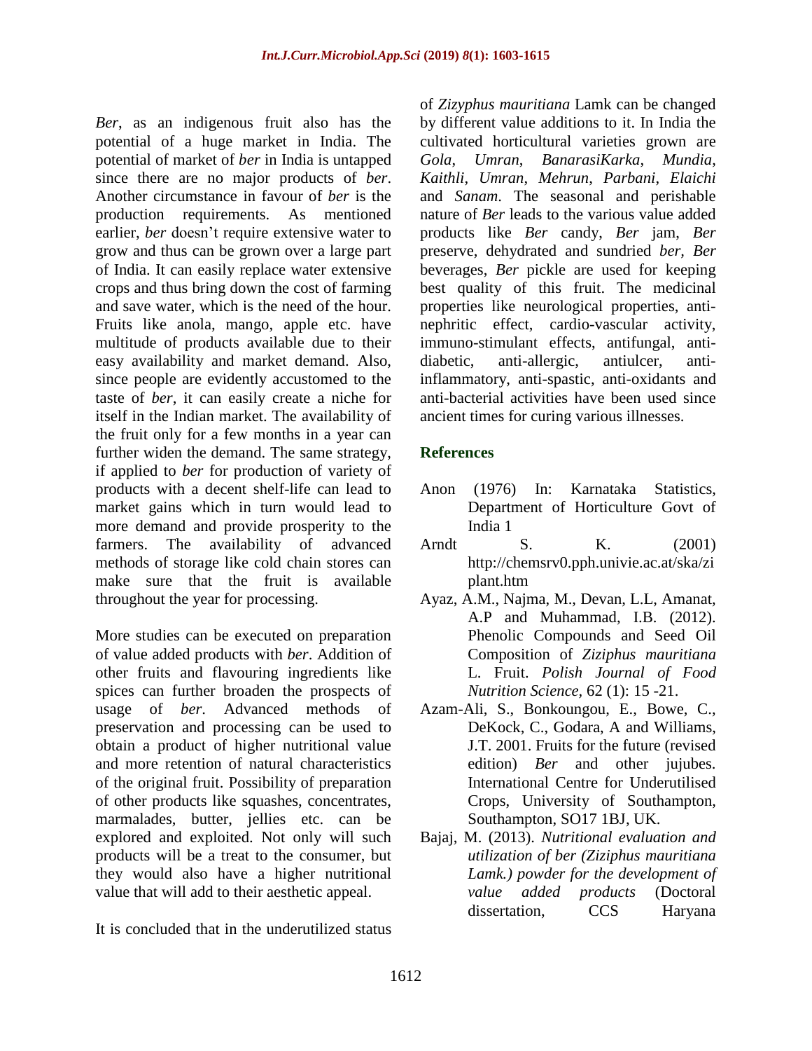*Ber*, as an indigenous fruit also has the potential of a huge market in India. The potential of market of *ber* in India is untapped since there are no major products of *ber*. Another circumstance in favour of *ber* is the production requirements. As mentioned earlier, *ber* doesn't require extensive water to grow and thus can be grown over a large part of India. It can easily replace water extensive crops and thus bring down the cost of farming and save water, which is the need of the hour. Fruits like anola, mango, apple etc. have multitude of products available due to their easy availability and market demand. Also, since people are evidently accustomed to the taste of *ber*, it can easily create a niche for itself in the Indian market. The availability of the fruit only for a few months in a year can further widen the demand. The same strategy, if applied to *ber* for production of variety of products with a decent shelf-life can lead to market gains which in turn would lead to more demand and provide prosperity to the farmers. The availability of advanced methods of storage like cold chain stores can make sure that the fruit is available throughout the year for processing.

More studies can be executed on preparation of value added products with *ber*. Addition of other fruits and flavouring ingredients like spices can further broaden the prospects of usage of *ber*. Advanced methods of preservation and processing can be used to obtain a product of higher nutritional value and more retention of natural characteristics of the original fruit. Possibility of preparation of other products like squashes, concentrates, marmalades, butter, jellies etc. can be explored and exploited. Not only will such products will be a treat to the consumer, but they would also have a higher nutritional value that will add to their aesthetic appeal.

It is concluded that in the underutilized status of *Zizyphus mauritiana* Lamk can be changed by different value additions to it. In India the cultivated horticultural varieties grown are *Gola*, *Umran*, *BanarasiKarka*, *Mundia*, *Kaithli*, *Umran*, *Mehrun*, *Parbani*, *Elaichi* and *Sanam*. The seasonal and perishable nature of *Ber* leads to the various value added products like *Ber* candy, *Ber* jam, *Ber* preserve, dehydrated and sundried *ber*, *Ber* beverages, *Ber* pickle are used for keeping best quality of this fruit. The medicinal properties like neurological properties, anti-nephritic effect, cardio-vascular activity, immuno-stimulant effects, antifungal, anti-diabetic, anti-allergic, antiulcer, anti-inflammatory, anti-spastic, anti-oxidants and anti-bacterial activities have been used since ancient times for curing various illnesses.

## References

Anon (1976) In: Karnataka Statistics, Department of Horticulture Govt of India 1

Arndt S. K. (2001) http://chemsrv0.pph.univie.ac.at/ska/ziplant.htm

Ayaz, A.M., Najma, M., Devan, L.L, Amanat, A.P and Muhammad, I.B. (2012). Phenolic Compounds and Seed Oil Composition of *Ziziphus mauritiana* L. Fruit. *Polish Journal of Food Nutrition Science*, 62 (1): 15 -21.

Azam-Ali, S., Bonkoungou, E., Bowe, C., DeKock, C., Godara, A and Williams, J.T. 2001. Fruits for the future (revised edition) *Ber* and other jujubes. International Centre for Underutilised Crops, University of Southampton, Southampton, SO17 1BJ, UK.

Bajaj, M. (2013). *Nutritional evaluation and utilization of ber (Ziziphus mauritiana Lamk.) powder for the development of value added products* (Doctoral dissertation, CCS Haryana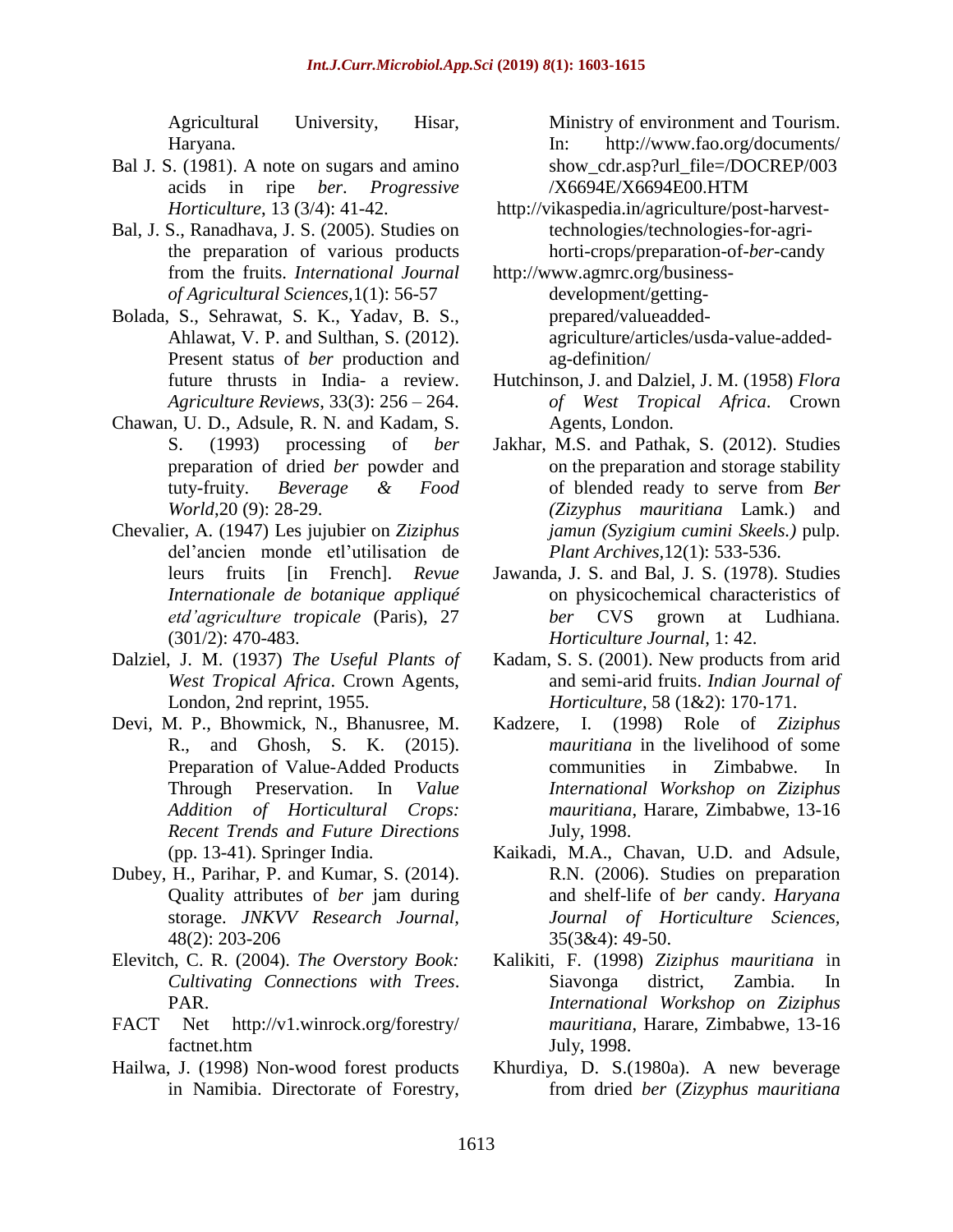Agricultural University, Hisar, Haryana.

Bal J. S. (1981). A note on sugars and amino acids in ripe *ber*. *Progressive Horticulture*, 13 (3/4): 41-42.

Bal, J. S., Ranadhava, J. S. (2005). Studies on the preparation of various products from the fruits. *International Journal of Agricultural Sciences*,1(1): 56-57

Bolada, S., Sehrawat, S. K., Yadav, B. S., Ahlawat, V. P. and Sulthan, S. (2012). Present status of *ber* production and future thrusts in India- a review. *Agriculture Reviews*, 33(3): 256 – 264.

Chawan, U. D., Adsule, R. N. and Kadam, S. S. (1993) processing of *ber* preparation of dried *ber* powder and tuty-fruity. *Beverage & Food World*,20 (9): 28-29.

Chevalier, A. (1947) Les jujubier on *Ziziphus* del'ancien monde etl'utilisation de leurs fruits [in French]. *Revue Internationale de botanique appliqué etd'agriculture tropicale* (Paris), 27 (301/2): 470-483.

Dalziel, J. M. (1937) *The Useful Plants of West Tropical Africa*. Crown Agents, London, 2nd reprint, 1955.

Devi, M. P., Bhowmick, N., Bhanusree, M. R., and Ghosh, S. K. (2015). Preparation of Value-Added Products Through Preservation. In *Value Addition of Horticultural Crops: Recent Trends and Future Directions* (pp. 13-41). Springer India.

Dubey, H., Parihar, P. and Kumar, S. (2014). Quality attributes of *ber* jam during storage. *JNKVV Research Journal*, 48(2): 203-206

Elevitch, C. R. (2004). *The Overstory Book: Cultivating Connections with Trees*. PAR.

FACT Net http://v1.winrock.org/forestry/factnet.htm

Hailwa, J. (1998) Non-wood forest products in Namibia. Directorate of Forestry, Ministry of environment and Tourism. In: http://www.fao.org/documents/show_cdr.asp?url_file=/DOCREP/003/X6694E/X6694E00.HTM

http://vikaspedia.in/agriculture/post-harvest-technologies/technologies-for-agri-horti-crops/preparation-of-*ber*-candy

http://www.agmrc.org/business-development/getting-prepared/valueadded-agriculture/articles/usda-value-added-ag-definition/

Hutchinson, J. and Dalziel, J. M. (1958) *Flora of West Tropical Africa*. Crown Agents, London.

Jakhar, M.S. and Pathak, S. (2012). Studies on the preparation and storage stability of blended ready to serve from *Ber (Zizyphus mauritiana* Lamk.) and *jamun (Syzigium cumini Skeels.)* pulp. *Plant Archives*,12(1): 533-536.

Jawanda, J. S. and Bal, J. S. (1978). Studies on physicochemical characteristics of *ber* CVS grown at Ludhiana. *Horticulture Journal*, 1: 42.

Kadam, S. S. (2001). New products from arid and semi-arid fruits. *Indian Journal of Horticulture*, 58 (1&2): 170-171.

Kadzere, I. (1998) Role of *Ziziphus mauritiana* in the livelihood of some communities in Zimbabwe. In *International Workshop on Ziziphus mauritiana*, Harare, Zimbabwe, 13-16 July, 1998.

Kaikadi, M.A., Chavan, U.D. and Adsule, R.N. (2006). Studies on preparation and shelf-life of *ber* candy. *Haryana Journal of Horticulture Sciences*, 35(3&4): 49-50.

Kalikiti, F. (1998) *Ziziphus mauritiana* in Siavonga district, Zambia. In *International Workshop on Ziziphus mauritiana*, Harare, Zimbabwe, 13-16 July, 1998.

Khurdiya, D. S.(1980a). A new beverage from dried *ber* (*Zizyphus mauritiana*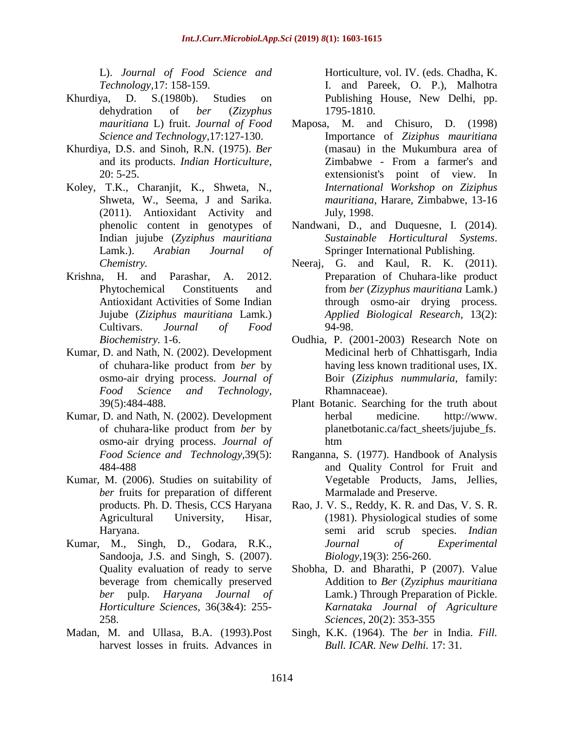L). *Journal of Food Science and Technology*,17: 158-159.

Khurdiya, D. S.(1980b). Studies on dehydration of *ber* (*Zizyphus mauritiana* L) fruit. *Journal of Food Science and Technology*,17:127-130.

Khurdiya, D.S. and Sinoh, R.N. (1975). *Ber* and its products. *Indian Horticulture,* 20: 5-25.

Koley, T.K., Charanjit, K., Shweta, N., Shweta, W., Seema, J and Sarika. (2011). Antioxidant Activity and phenolic content in genotypes of Indian jujube (*Zyziphus mauritiana* Lamk.). *Arabian Journal of Chemistry.*

Krishna, H. and Parashar, A. 2012. Phytochemical Constituents and Antioxidant Activities of Some Indian Jujube (*Ziziphus mauritiana* Lamk.) Cultivars. *Journal of Food Biochemistry.* 1-6.

Kumar, D. and Nath, N. (2002). Development of chuhara-like product from *ber* by osmo-air drying process. *Journal of Food Science and Technology,* 39(5):484-488.

Kumar, D. and Nath, N. (2002). Development of chuhara-like product from *ber* by osmo-air drying process. *Journal of Food Science and Technology*,39(5): 484-488

Kumar, M. (2006). Studies on suitability of *ber* fruits for preparation of different products. Ph. D. Thesis, CCS Haryana Agricultural University, Hisar, Haryana.

Kumar, M., Singh, D., Godara, R.K., Sandooja, J.S. and Singh, S. (2007). Quality evaluation of ready to serve beverage from chemically preserved *ber* pulp. *Haryana Journal of Horticulture Sciences,* 36(3&4): 255-258.

Madan, M. and Ullasa, B.A. (1993).Post harvest losses in fruits. Advances in Horticulture, vol. IV. (eds. Chadha, K. I. and Pareek, O. P.), Malhotra Publishing House, New Delhi, pp. 1795-1810.

Maposa, M. and Chisuro, D. (1998) Importance of *Ziziphus mauritiana* (masau) in the Mukumbura area of Zimbabwe - From a farmer's and extensionist's point of view. In *International Workshop on Ziziphus mauritiana*, Harare, Zimbabwe, 13-16 July, 1998.

Nandwani, D., and Duquesne, I. (2014). *Sustainable Horticultural Systems*. Springer International Publishing.

Neeraj, G. and Kaul, R. K. (2011). Preparation of Chuhara-like product from *ber* (*Zizyphus mauritiana* Lamk.) through osmo-air drying process. *Applied Biological Research*, 13(2): 94-98.

Oudhia, P. (2001-2003) Research Note on Medicinal herb of Chhattisgarh, India having less known traditional uses, IX. Boir (*Ziziphus nummularia*, family: Rhamnaceae).

Plant Botanic. Searching for the truth about herbal medicine. http://www. planetbotanic.ca/fact_sheets/jujube_fs. htm

Ranganna, S. (1977). Handbook of Analysis and Quality Control for Fruit and Vegetable Products, Jams, Jellies, Marmalade and Preserve.

Rao, J. V. S., Reddy, K. R. and Das, V. S. R. (1981). Physiological studies of some semi arid scrub species. *Indian Journal of Experimental Biology,*19(3): 256-260.

Shobha, D. and Bharathi, P (2007). Value Addition to *Ber* (*Zyziphus mauritiana* Lamk.) Through Preparation of Pickle. *Karnataka Journal of Agriculture Sciences*, 20(2): 353-355

Singh, K.K. (1964). The *ber* in India. *Fill. Bull. ICAR. New Delhi.* 17: 31.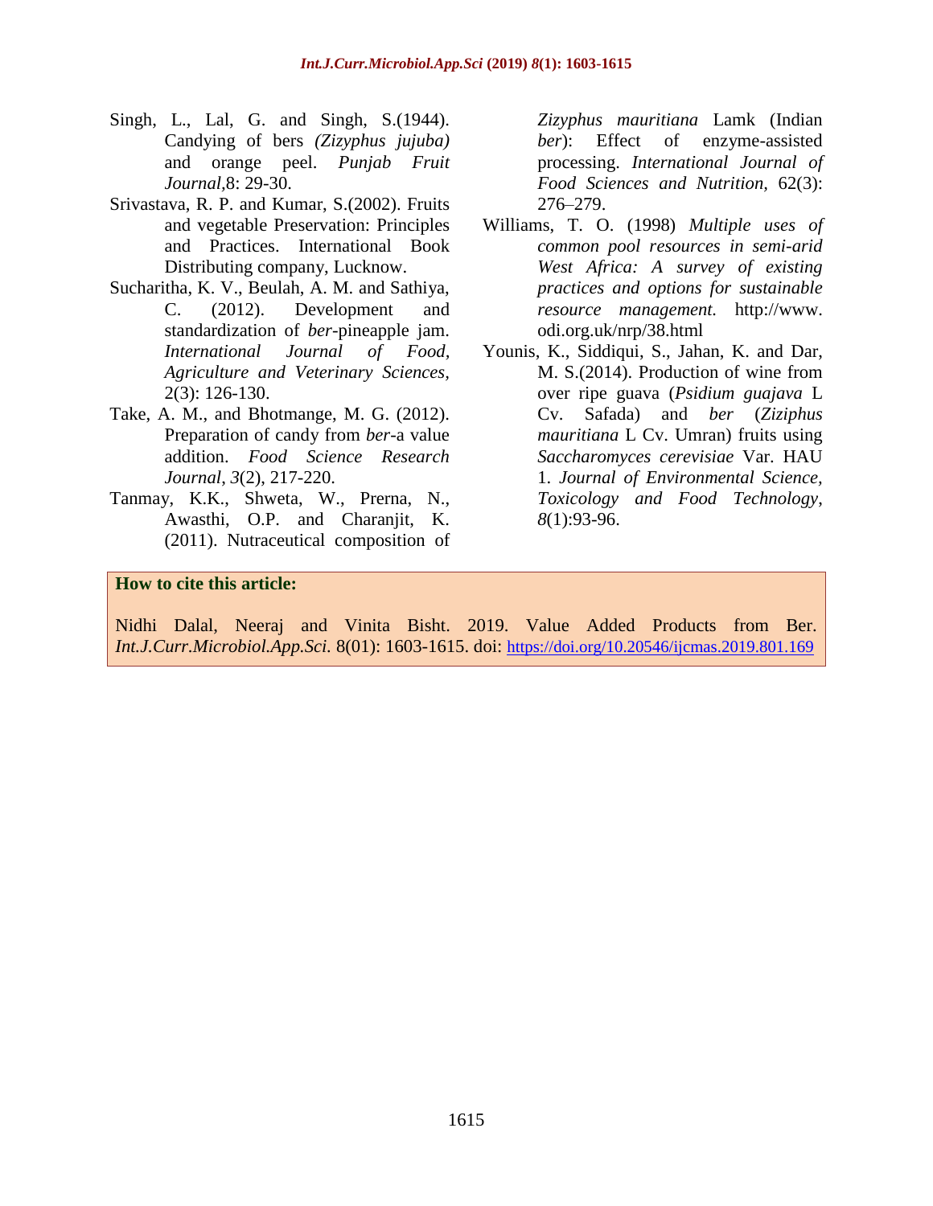Singh, L., Lal, G. and Singh, S.(1944). Candying of bers *(Zizyphus jujuba)* and orange peel. *Punjab Fruit Journal*,8: 29-30.

Srivastava, R. P. and Kumar, S.(2002). Fruits and vegetable Preservation: Principles and Practices. International Book Distributing company, Lucknow.

Sucharitha, K. V., Beulah, A. M. and Sathiya, C. (2012). Development and standardization of *ber*-pineapple jam. *International Journal of Food, Agriculture and Veterinary Sciences*, 2(3): 126-130.

Take, A. M., and Bhotmange, M. G. (2012). Preparation of candy from *ber*-a value addition. *Food Science Research Journal*, *3*(2), 217-220.

Tanmay, K.K., Shweta, W., Prerna, N., Awasthi, O.P. and Charanjit, K. (2011). Nutraceutical composition of *Zizyphus mauritiana* Lamk (Indian *ber*): Effect of enzyme-assisted processing. *International Journal of Food Sciences and Nutrition*, 62(3): 276–279.

Williams, T. O. (1998) *Multiple uses of common pool resources in semi-arid West Africa: A survey of existing practices and options for sustainable resource management.* http://www.odi.org.uk/nrp/38.html

Younis, K., Siddiqui, S., Jahan, K. and Dar, M. S.(2014). Production of wine from over ripe guava (*Psidium guajava* L Cv. Safada) and *ber* (*Ziziphus mauritiana* L Cv. Umran) fruits using *Saccharomyces cerevisiae* Var. HAU 1. *Journal of Environmental Science, Toxicology and Food Technology*, *8*(1):93-96.

**How to cite this article:**

Nidhi Dalal, Neeraj and Vinita Bisht. 2019. Value Added Products from Ber. *Int.J.Curr.Microbiol.App.Sci.* 8(01): 1603-1615. doi: https://doi.org/10.20546/ijcmas.2019.801.169